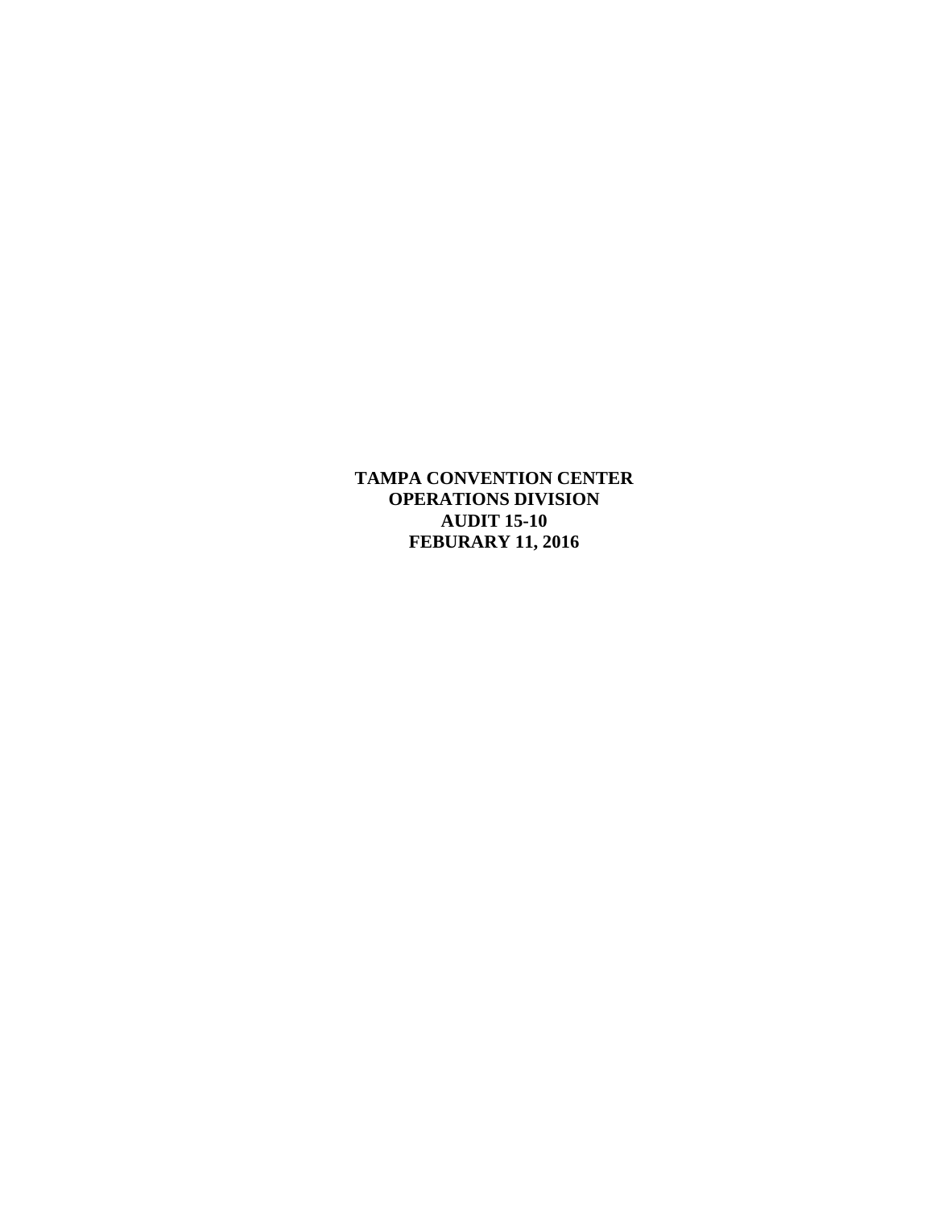**TAMPA CONVENTION CENTER**
**OPERATIONS DIVISION**
**AUDIT 15-10**
**FEBURARY 11, 2016**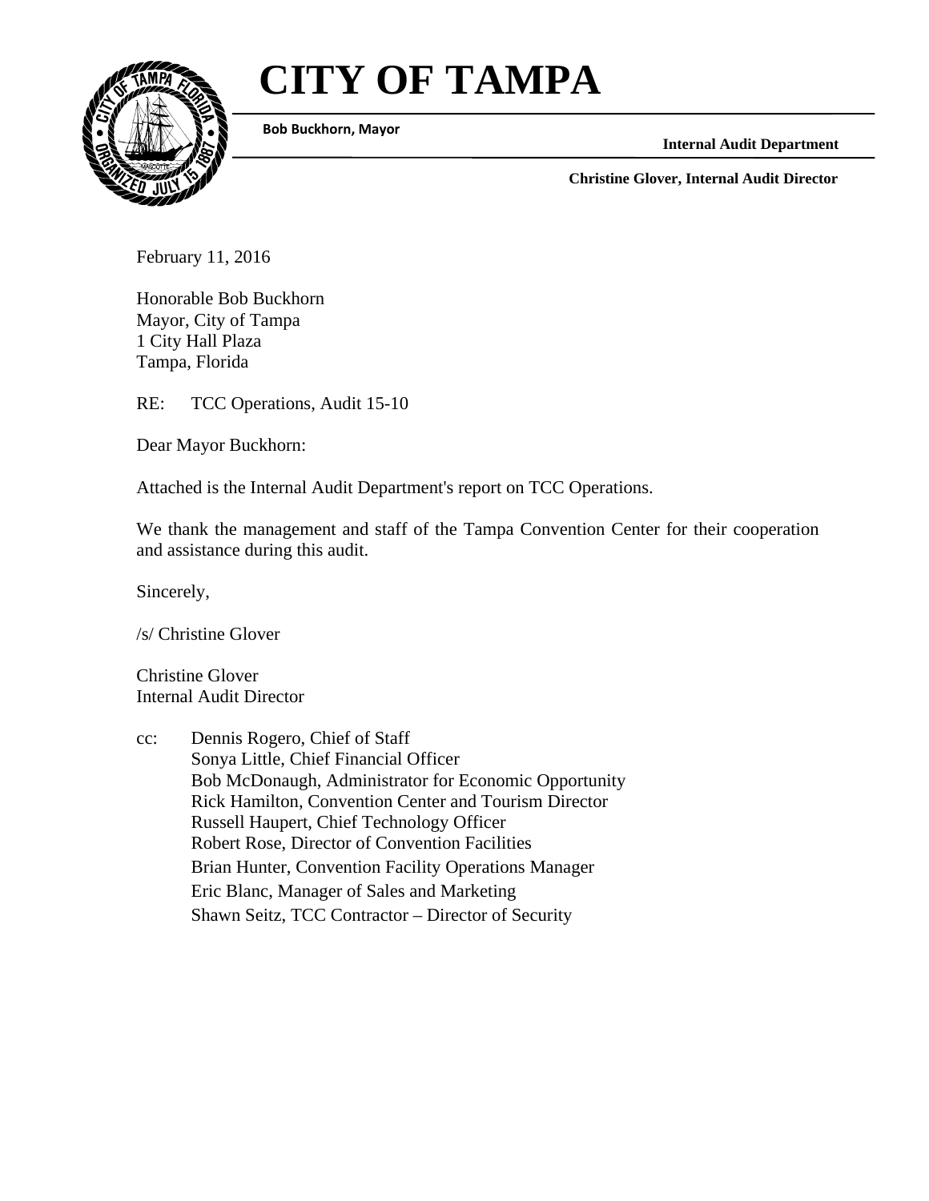# CITY OF TAMPA

**Bob Buckhorn, Mayor**

**Internal Audit Department**

**Christine Glover, Internal Audit Director**

February 11, 2016

Honorable Bob Buckhorn
Mayor, City of Tampa
1 City Hall Plaza
Tampa, Florida

RE: TCC Operations, Audit 15-10

Dear Mayor Buckhorn:

Attached is the Internal Audit Department's report on TCC Operations.

We thank the management and staff of the Tampa Convention Center for their cooperation and assistance during this audit.

Sincerely,

/s/ Christine Glover

Christine Glover
Internal Audit Director

cc: Dennis Rogero, Chief of Staff
Sonya Little, Chief Financial Officer
Bob McDonaugh, Administrator for Economic Opportunity
Rick Hamilton, Convention Center and Tourism Director
Russell Haupert, Chief Technology Officer
Robert Rose, Director of Convention Facilities
Brian Hunter, Convention Facility Operations Manager
Eric Blanc, Manager of Sales and Marketing
Shawn Seitz, TCC Contractor – Director of Security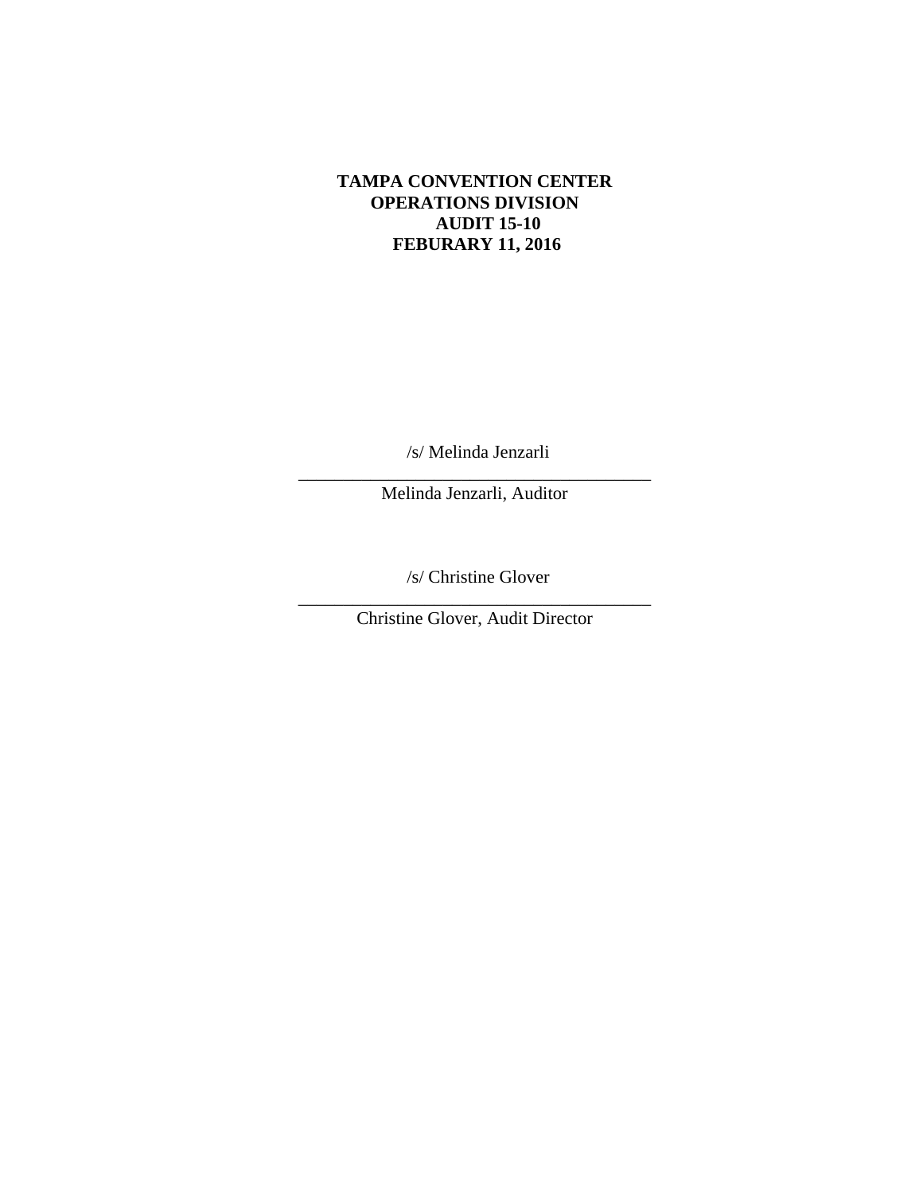**TAMPA CONVENTION CENTER**
**OPERATIONS DIVISION**
**AUDIT 15-10**
**FEBURARY 11, 2016**

/s/ Melinda Jenzarli

_______________________________________

Melinda Jenzarli, Auditor

/s/ Christine Glover

_______________________________________

Christine Glover, Audit Director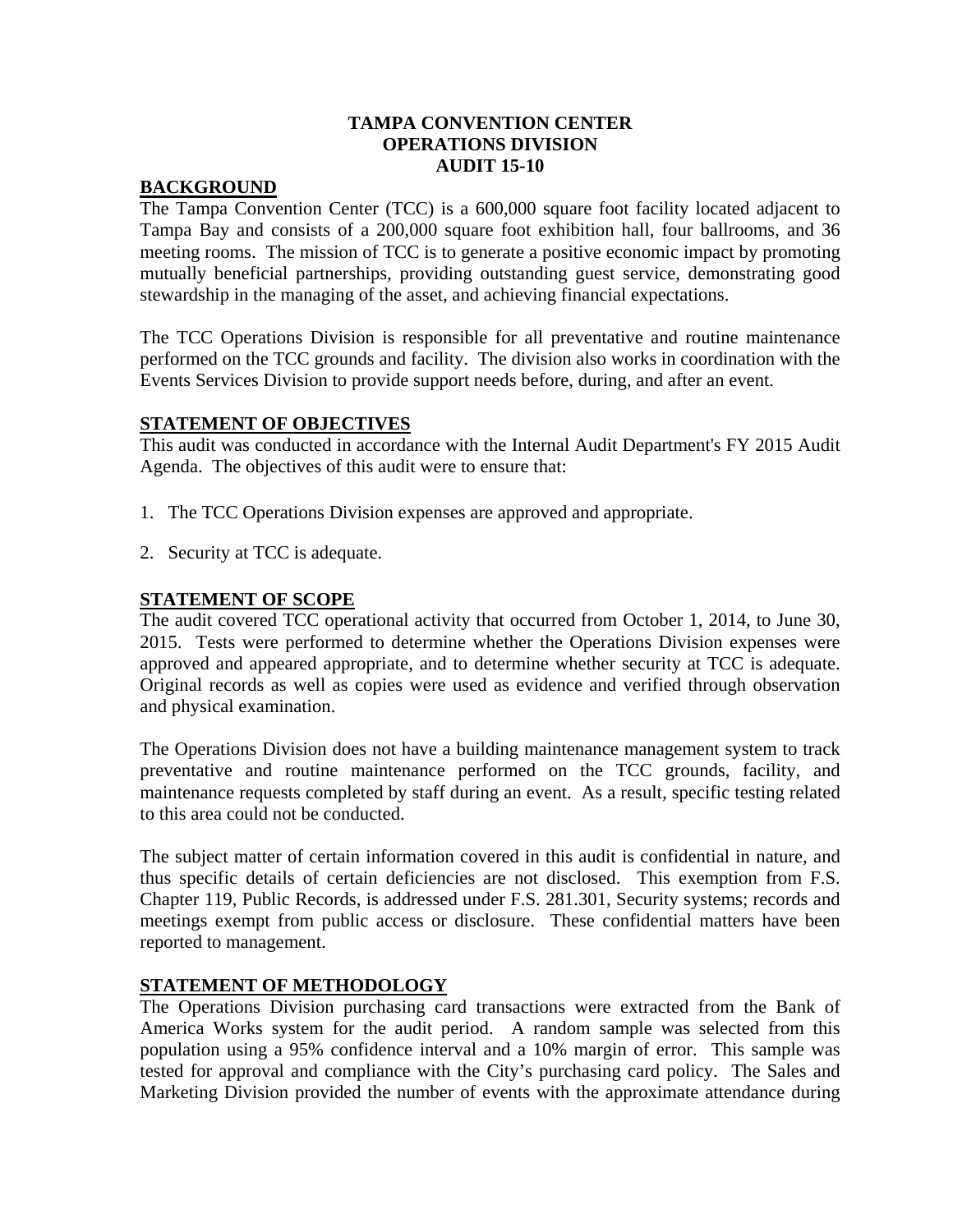**TAMPA CONVENTION CENTER**
**OPERATIONS DIVISION**
**AUDIT 15-10**

## BACKGROUND

The Tampa Convention Center (TCC) is a 600,000 square foot facility located adjacent to Tampa Bay and consists of a 200,000 square foot exhibition hall, four ballrooms, and 36 meeting rooms. The mission of TCC is to generate a positive economic impact by promoting mutually beneficial partnerships, providing outstanding guest service, demonstrating good stewardship in the managing of the asset, and achieving financial expectations.

The TCC Operations Division is responsible for all preventative and routine maintenance performed on the TCC grounds and facility. The division also works in coordination with the Events Services Division to provide support needs before, during, and after an event.

## STATEMENT OF OBJECTIVES

This audit was conducted in accordance with the Internal Audit Department's FY 2015 Audit Agenda. The objectives of this audit were to ensure that:

1. The TCC Operations Division expenses are approved and appropriate.
2. Security at TCC is adequate.

## STATEMENT OF SCOPE

The audit covered TCC operational activity that occurred from October 1, 2014, to June 30, 2015. Tests were performed to determine whether the Operations Division expenses were approved and appeared appropriate, and to determine whether security at TCC is adequate. Original records as well as copies were used as evidence and verified through observation and physical examination.

The Operations Division does not have a building maintenance management system to track preventative and routine maintenance performed on the TCC grounds, facility, and maintenance requests completed by staff during an event. As a result, specific testing related to this area could not be conducted.

The subject matter of certain information covered in this audit is confidential in nature, and thus specific details of certain deficiencies are not disclosed. This exemption from F.S. Chapter 119, Public Records, is addressed under F.S. 281.301, Security systems; records and meetings exempt from public access or disclosure. These confidential matters have been reported to management.

## STATEMENT OF METHODOLOGY

The Operations Division purchasing card transactions were extracted from the Bank of America Works system for the audit period. A random sample was selected from this population using a 95% confidence interval and a 10% margin of error. This sample was tested for approval and compliance with the City's purchasing card policy. The Sales and Marketing Division provided the number of events with the approximate attendance during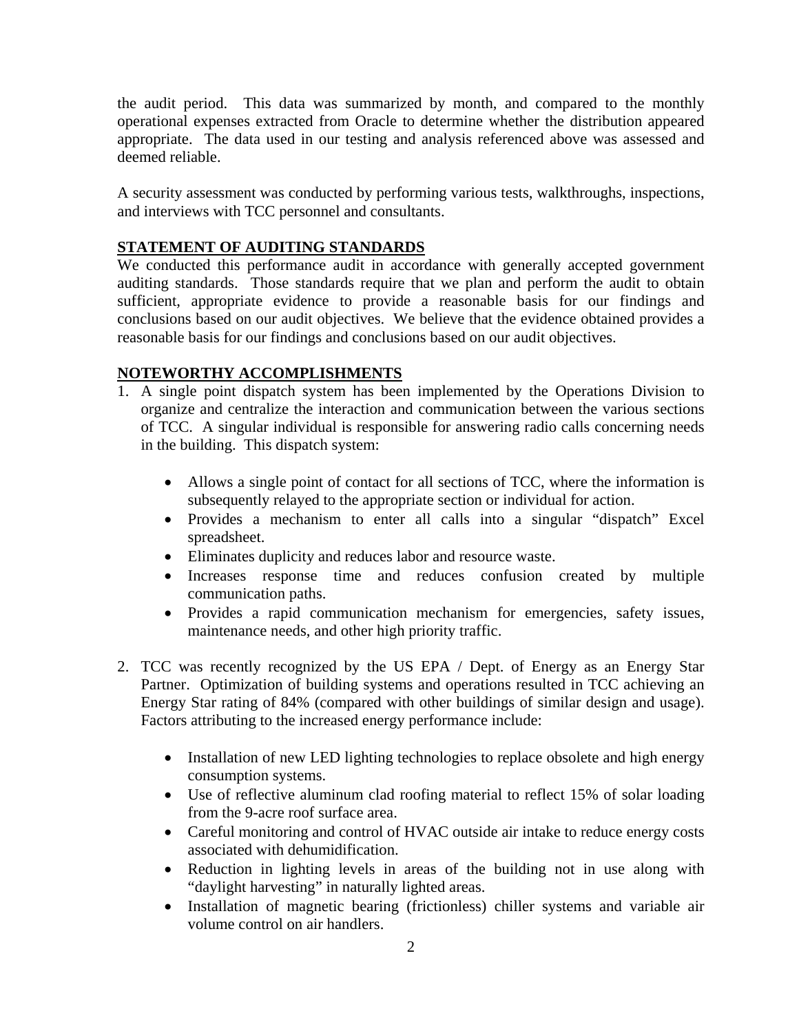the audit period. This data was summarized by month, and compared to the monthly operational expenses extracted from Oracle to determine whether the distribution appeared appropriate. The data used in our testing and analysis referenced above was assessed and deemed reliable.

A security assessment was conducted by performing various tests, walkthroughs, inspections, and interviews with TCC personnel and consultants.

## STATEMENT OF AUDITING STANDARDS

We conducted this performance audit in accordance with generally accepted government auditing standards. Those standards require that we plan and perform the audit to obtain sufficient, appropriate evidence to provide a reasonable basis for our findings and conclusions based on our audit objectives. We believe that the evidence obtained provides a reasonable basis for our findings and conclusions based on our audit objectives.

## NOTEWORTHY ACCOMPLISHMENTS

1. A single point dispatch system has been implemented by the Operations Division to organize and centralize the interaction and communication between the various sections of TCC. A singular individual is responsible for answering radio calls concerning needs in the building. This dispatch system:

    - Allows a single point of contact for all sections of TCC, where the information is subsequently relayed to the appropriate section or individual for action.
    - Provides a mechanism to enter all calls into a singular "dispatch" Excel spreadsheet.
    - Eliminates duplicity and reduces labor and resource waste.
    - Increases response time and reduces confusion created by multiple communication paths.
    - Provides a rapid communication mechanism for emergencies, safety issues, maintenance needs, and other high priority traffic.

2. TCC was recently recognized by the US EPA / Dept. of Energy as an Energy Star Partner. Optimization of building systems and operations resulted in TCC achieving an Energy Star rating of 84% (compared with other buildings of similar design and usage). Factors attributing to the increased energy performance include:

    - Installation of new LED lighting technologies to replace obsolete and high energy consumption systems.
    - Use of reflective aluminum clad roofing material to reflect 15% of solar loading from the 9-acre roof surface area.
    - Careful monitoring and control of HVAC outside air intake to reduce energy costs associated with dehumidification.
    - Reduction in lighting levels in areas of the building not in use along with "daylight harvesting" in naturally lighted areas.
    - Installation of magnetic bearing (frictionless) chiller systems and variable air volume control on air handlers.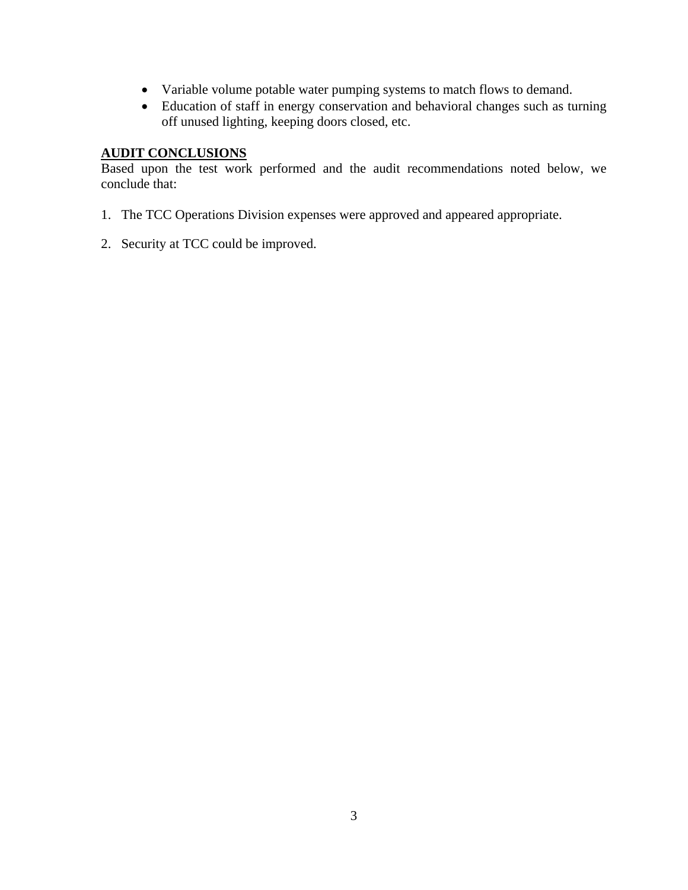- Variable volume potable water pumping systems to match flows to demand.
- Education of staff in energy conservation and behavioral changes such as turning off unused lighting, keeping doors closed, etc.

## AUDIT CONCLUSIONS

Based upon the test work performed and the audit recommendations noted below, we conclude that:

1. The TCC Operations Division expenses were approved and appeared appropriate.

2. Security at TCC could be improved.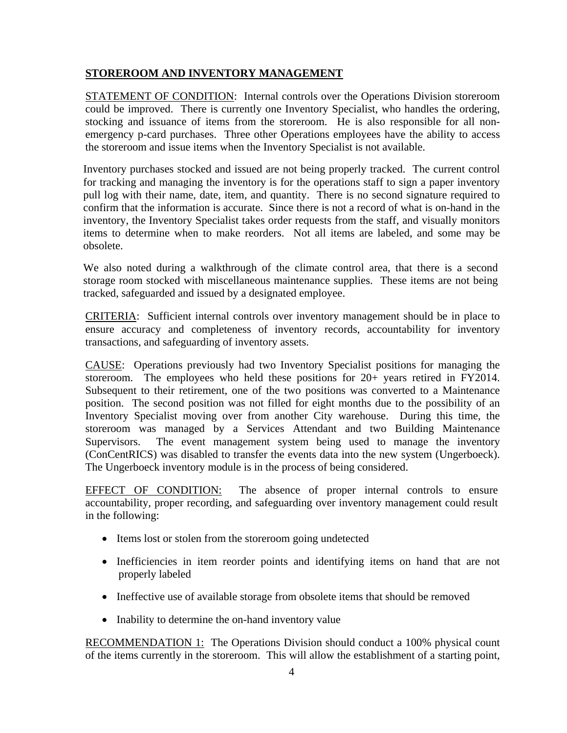## STOREROOM AND INVENTORY MANAGEMENT

STATEMENT OF CONDITION: Internal controls over the Operations Division storeroom could be improved. There is currently one Inventory Specialist, who handles the ordering, stocking and issuance of items from the storeroom. He is also responsible for all non-emergency p-card purchases. Three other Operations employees have the ability to access the storeroom and issue items when the Inventory Specialist is not available.

Inventory purchases stocked and issued are not being properly tracked. The current control for tracking and managing the inventory is for the operations staff to sign a paper inventory pull log with their name, date, item, and quantity. There is no second signature required to confirm that the information is accurate. Since there is not a record of what is on-hand in the inventory, the Inventory Specialist takes order requests from the staff, and visually monitors items to determine when to make reorders. Not all items are labeled, and some may be obsolete.

We also noted during a walkthrough of the climate control area, that there is a second storage room stocked with miscellaneous maintenance supplies. These items are not being tracked, safeguarded and issued by a designated employee.

CRITERIA: Sufficient internal controls over inventory management should be in place to ensure accuracy and completeness of inventory records, accountability for inventory transactions, and safeguarding of inventory assets.

CAUSE: Operations previously had two Inventory Specialist positions for managing the storeroom. The employees who held these positions for 20+ years retired in FY2014. Subsequent to their retirement, one of the two positions was converted to a Maintenance position. The second position was not filled for eight months due to the possibility of an Inventory Specialist moving over from another City warehouse. During this time, the storeroom was managed by a Services Attendant and two Building Maintenance Supervisors. The event management system being used to manage the inventory (ConCentRICS) was disabled to transfer the events data into the new system (Ungerboeck). The Ungerboeck inventory module is in the process of being considered.

EFFECT OF CONDITION: The absence of proper internal controls to ensure accountability, proper recording, and safeguarding over inventory management could result in the following:

- Items lost or stolen from the storeroom going undetected
- Inefficiencies in item reorder points and identifying items on hand that are not properly labeled
- Ineffective use of available storage from obsolete items that should be removed
- Inability to determine the on-hand inventory value

RECOMMENDATION 1: The Operations Division should conduct a 100% physical count of the items currently in the storeroom. This will allow the establishment of a starting point,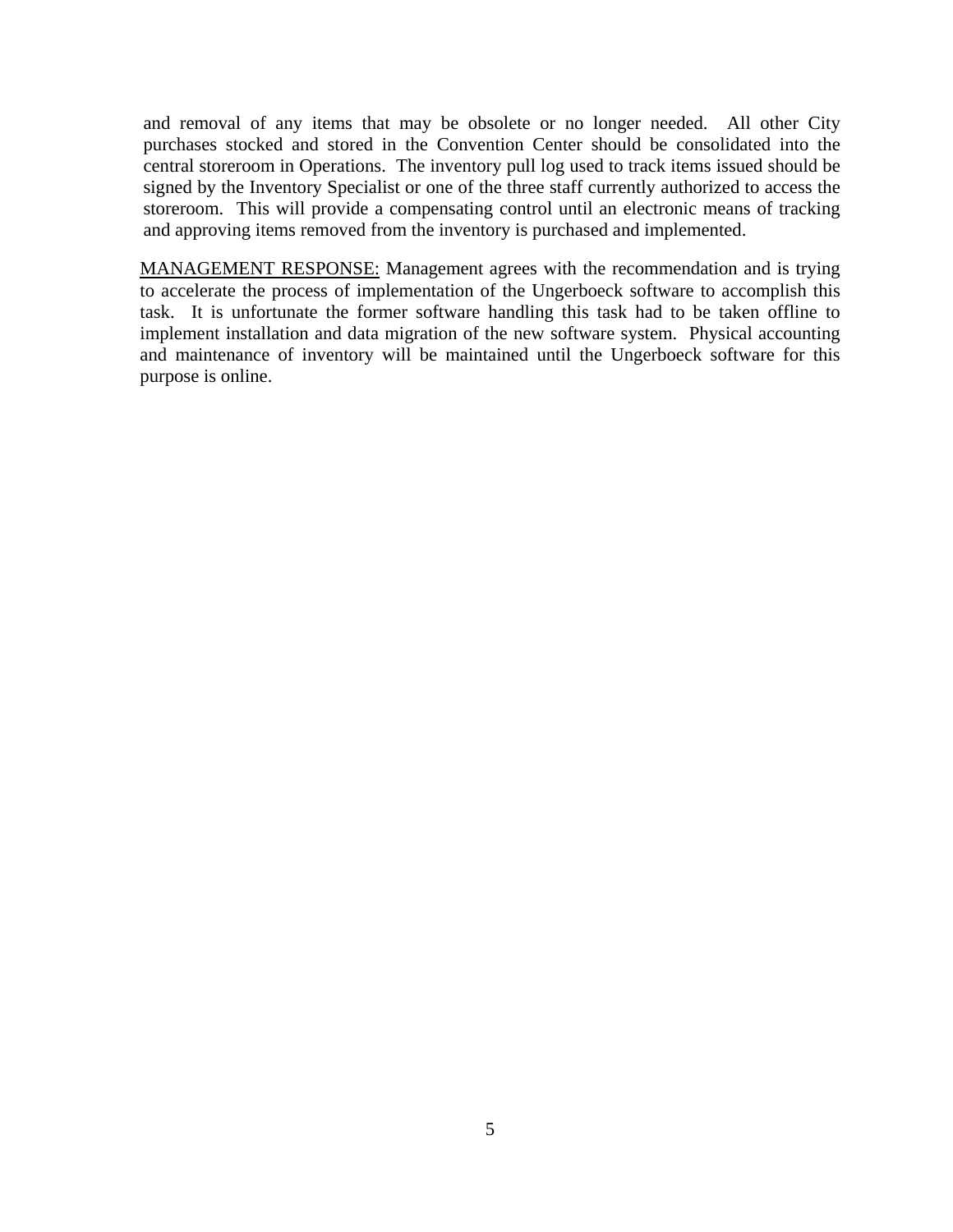and removal of any items that may be obsolete or no longer needed. All other City purchases stocked and stored in the Convention Center should be consolidated into the central storeroom in Operations. The inventory pull log used to track items issued should be signed by the Inventory Specialist or one of the three staff currently authorized to access the storeroom. This will provide a compensating control until an electronic means of tracking and approving items removed from the inventory is purchased and implemented.

<u>MANAGEMENT RESPONSE:</u> Management agrees with the recommendation and is trying to accelerate the process of implementation of the Ungerboeck software to accomplish this task. It is unfortunate the former software handling this task had to be taken offline to implement installation and data migration of the new software system. Physical accounting and maintenance of inventory will be maintained until the Ungerboeck software for this purpose is online.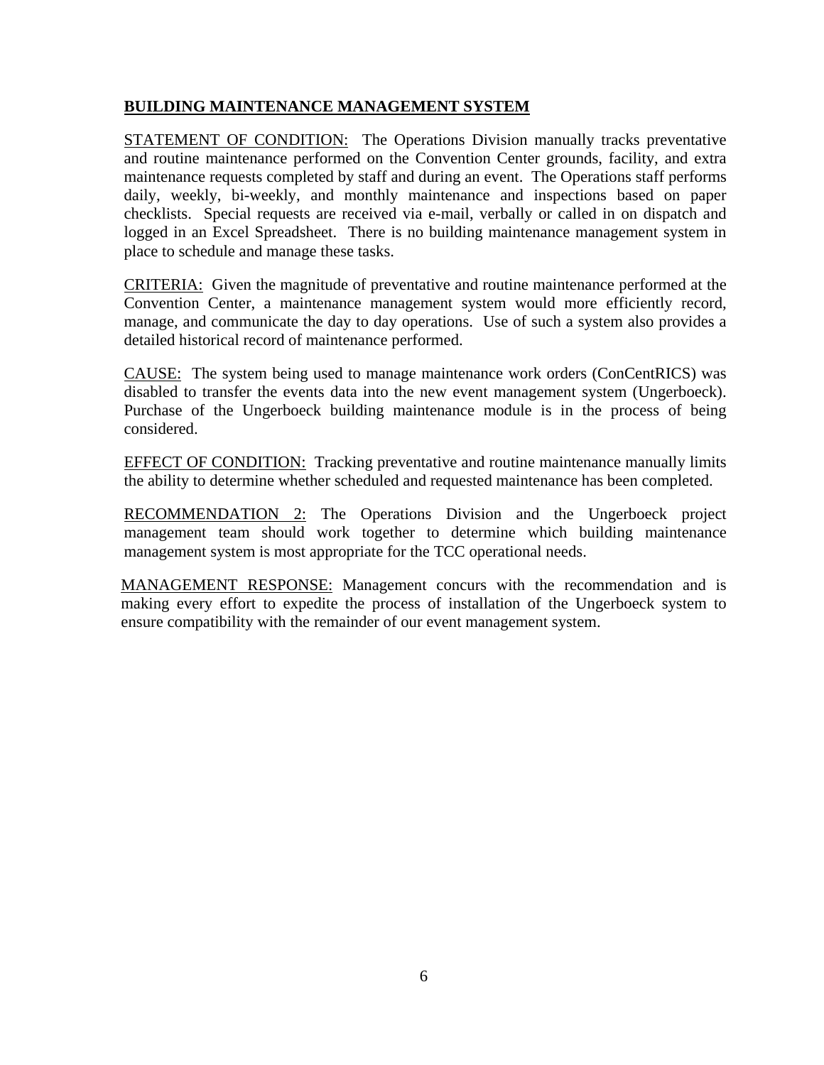## BUILDING MAINTENANCE MANAGEMENT SYSTEM

STATEMENT OF CONDITION: The Operations Division manually tracks preventative and routine maintenance performed on the Convention Center grounds, facility, and extra maintenance requests completed by staff and during an event. The Operations staff performs daily, weekly, bi-weekly, and monthly maintenance and inspections based on paper checklists. Special requests are received via e-mail, verbally or called in on dispatch and logged in an Excel Spreadsheet. There is no building maintenance management system in place to schedule and manage these tasks.

CRITERIA: Given the magnitude of preventative and routine maintenance performed at the Convention Center, a maintenance management system would more efficiently record, manage, and communicate the day to day operations. Use of such a system also provides a detailed historical record of maintenance performed.

CAUSE: The system being used to manage maintenance work orders (ConCentRICS) was disabled to transfer the events data into the new event management system (Ungerboeck). Purchase of the Ungerboeck building maintenance module is in the process of being considered.

EFFECT OF CONDITION: Tracking preventative and routine maintenance manually limits the ability to determine whether scheduled and requested maintenance has been completed.

RECOMMENDATION 2: The Operations Division and the Ungerboeck project management team should work together to determine which building maintenance management system is most appropriate for the TCC operational needs.

MANAGEMENT RESPONSE: Management concurs with the recommendation and is making every effort to expedite the process of installation of the Ungerboeck system to ensure compatibility with the remainder of our event management system.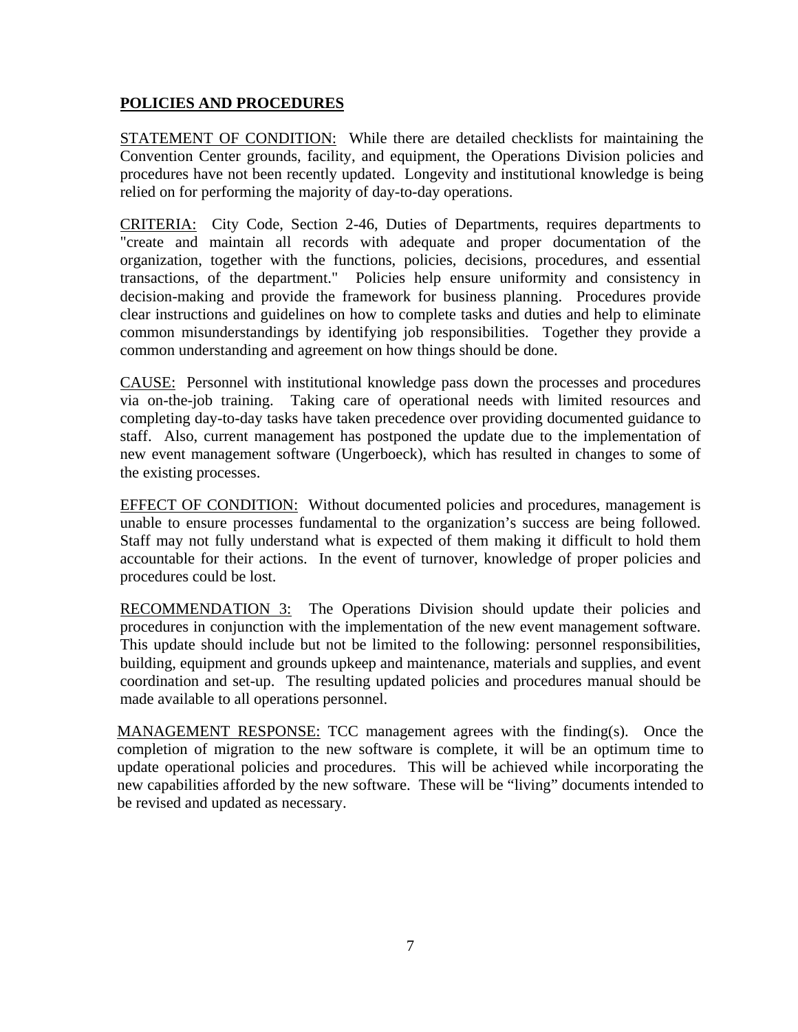## POLICIES AND PROCEDURES

STATEMENT OF CONDITION: While there are detailed checklists for maintaining the Convention Center grounds, facility, and equipment, the Operations Division policies and procedures have not been recently updated. Longevity and institutional knowledge is being relied on for performing the majority of day-to-day operations.

CRITERIA: City Code, Section 2-46, Duties of Departments, requires departments to "create and maintain all records with adequate and proper documentation of the organization, together with the functions, policies, decisions, procedures, and essential transactions, of the department." Policies help ensure uniformity and consistency in decision-making and provide the framework for business planning. Procedures provide clear instructions and guidelines on how to complete tasks and duties and help to eliminate common misunderstandings by identifying job responsibilities. Together they provide a common understanding and agreement on how things should be done.

CAUSE: Personnel with institutional knowledge pass down the processes and procedures via on-the-job training. Taking care of operational needs with limited resources and completing day-to-day tasks have taken precedence over providing documented guidance to staff. Also, current management has postponed the update due to the implementation of new event management software (Ungerboeck), which has resulted in changes to some of the existing processes.

EFFECT OF CONDITION: Without documented policies and procedures, management is unable to ensure processes fundamental to the organization's success are being followed. Staff may not fully understand what is expected of them making it difficult to hold them accountable for their actions. In the event of turnover, knowledge of proper policies and procedures could be lost.

RECOMMENDATION 3: The Operations Division should update their policies and procedures in conjunction with the implementation of the new event management software. This update should include but not be limited to the following: personnel responsibilities, building, equipment and grounds upkeep and maintenance, materials and supplies, and event coordination and set-up. The resulting updated policies and procedures manual should be made available to all operations personnel.

MANAGEMENT RESPONSE: TCC management agrees with the finding(s). Once the completion of migration to the new software is complete, it will be an optimum time to update operational policies and procedures. This will be achieved while incorporating the new capabilities afforded by the new software. These will be "living" documents intended to be revised and updated as necessary.